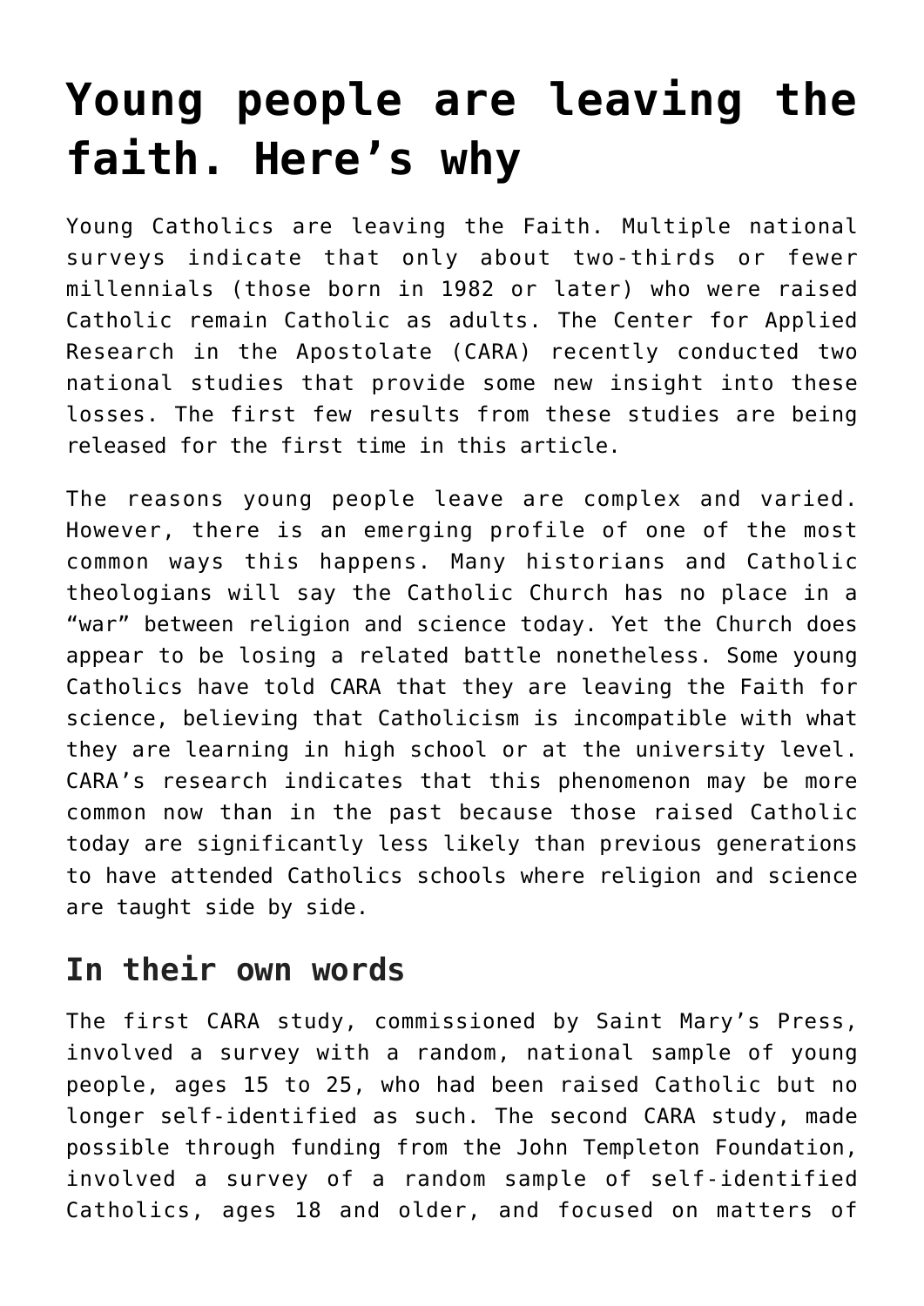# Young people are leaving the faith. Here's why

Young Catholics are leaving the Faith. Multiple national surveys indicate that only about two-thirds or fewer millennials (those born in 1982 or later) who were raised Catholic remain Catholic as adults. The Center for Applied Research in the Apostolate (CARA) recently conducted two national studies that provide some new insight into these losses. The first few results from these studies are being released for the first time in this article.

The reasons young people leave are complex and varied. However, there is an emerging profile of one of the most common ways this happens. Many historians and Catholic theologians will say the Catholic Church has no place in a "war" between religion and science today. Yet the Church does appear to be losing a related battle nonetheless. Some young Catholics have told CARA that they are leaving the Faith for science, believing that Catholicism is incompatible with what they are learning in high school or at the university level. CARA's research indicates that this phenomenon may be more common now than in the past because those raised Catholic today are significantly less likely than previous generations to have attended Catholics schools where religion and science are taught side by side.

## In their own words

The first CARA study, commissioned by Saint Mary's Press, involved a survey with a random, national sample of young people, ages 15 to 25, who had been raised Catholic but no longer self-identified as such. The second CARA study, made possible through funding from the John Templeton Foundation, involved a survey of a random sample of self-identified Catholics, ages 18 and older, and focused on matters of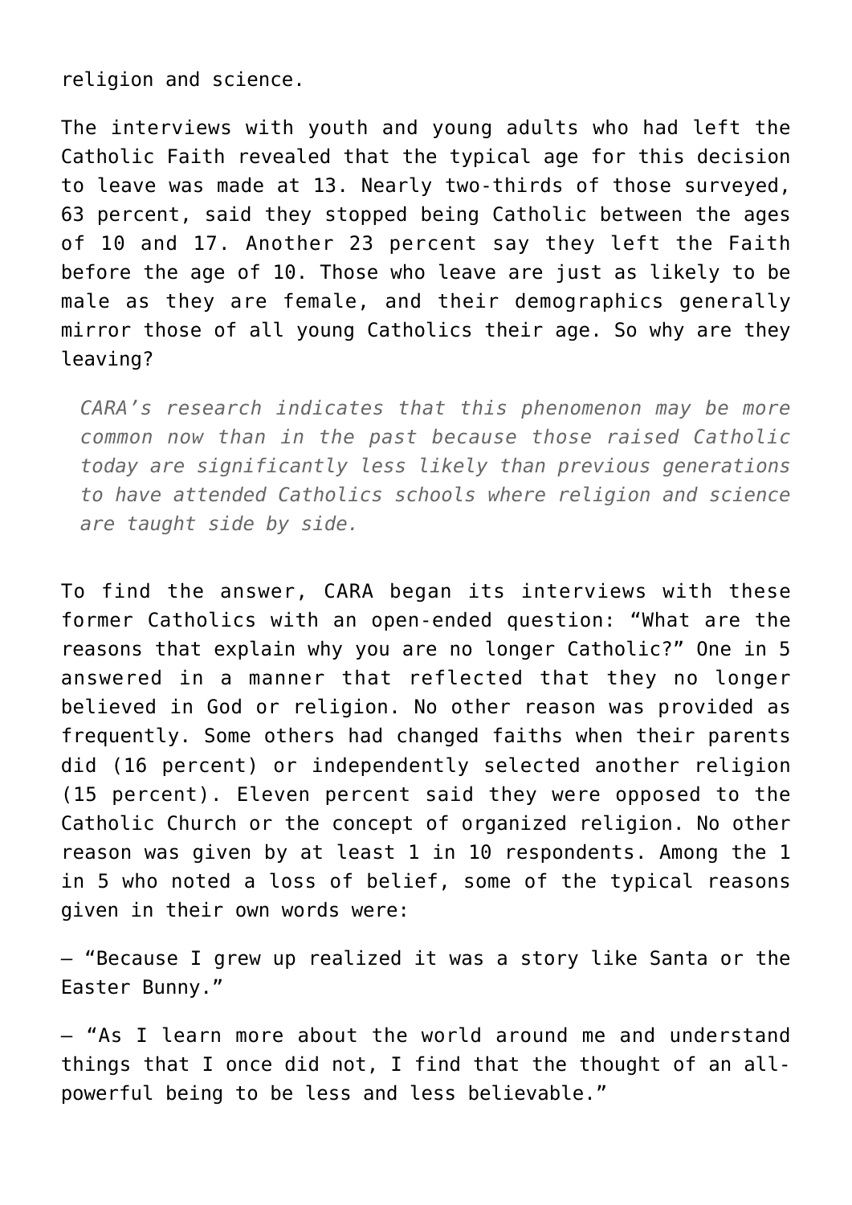religion and science.

The interviews with youth and young adults who had left the Catholic Faith revealed that the typical age for this decision to leave was made at 13. Nearly two-thirds of those surveyed, 63 percent, said they stopped being Catholic between the ages of 10 and 17. Another 23 percent say they left the Faith before the age of 10. Those who leave are just as likely to be male as they are female, and their demographics generally mirror those of all young Catholics their age. So why are they leaving?

> *CARA's research indicates that this phenomenon may be more common now than in the past because those raised Catholic today are significantly less likely than previous generations to have attended Catholics schools where religion and science are taught side by side.*

To find the answer, CARA began its interviews with these former Catholics with an open-ended question: "What are the reasons that explain why you are no longer Catholic?" One in 5 answered in a manner that reflected that they no longer believed in God or religion. No other reason was provided as frequently. Some others had changed faiths when their parents did (16 percent) or independently selected another religion (15 percent). Eleven percent said they were opposed to the Catholic Church or the concept of organized religion. No other reason was given by at least 1 in 10 respondents. Among the 1 in 5 who noted a loss of belief, some of the typical reasons given in their own words were:

– "Because I grew up realized it was a story like Santa or the Easter Bunny."

– "As I learn more about the world around me and understand things that I once did not, I find that the thought of an all-powerful being to be less and less believable."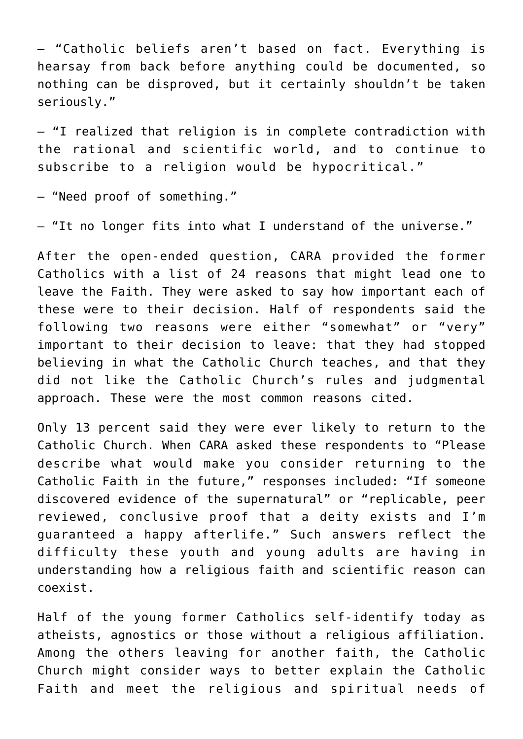– "Catholic beliefs aren't based on fact. Everything is hearsay from back before anything could be documented, so nothing can be disproved, but it certainly shouldn't be taken seriously."

– "I realized that religion is in complete contradiction with the rational and scientific world, and to continue to subscribe to a religion would be hypocritical."

– "Need proof of something."

– "It no longer fits into what I understand of the universe."

After the open-ended question, CARA provided the former Catholics with a list of 24 reasons that might lead one to leave the Faith. They were asked to say how important each of these were to their decision. Half of respondents said the following two reasons were either "somewhat" or "very" important to their decision to leave: that they had stopped believing in what the Catholic Church teaches, and that they did not like the Catholic Church's rules and judgmental approach. These were the most common reasons cited.

Only 13 percent said they were ever likely to return to the Catholic Church. When CARA asked these respondents to "Please describe what would make you consider returning to the Catholic Faith in the future," responses included: "If someone discovered evidence of the supernatural" or "replicable, peer reviewed, conclusive proof that a deity exists and I'm guaranteed a happy afterlife." Such answers reflect the difficulty these youth and young adults are having in understanding how a religious faith and scientific reason can coexist.

Half of the young former Catholics self-identify today as atheists, agnostics or those without a religious affiliation. Among the others leaving for another faith, the Catholic Church might consider ways to better explain the Catholic Faith and meet the religious and spiritual needs of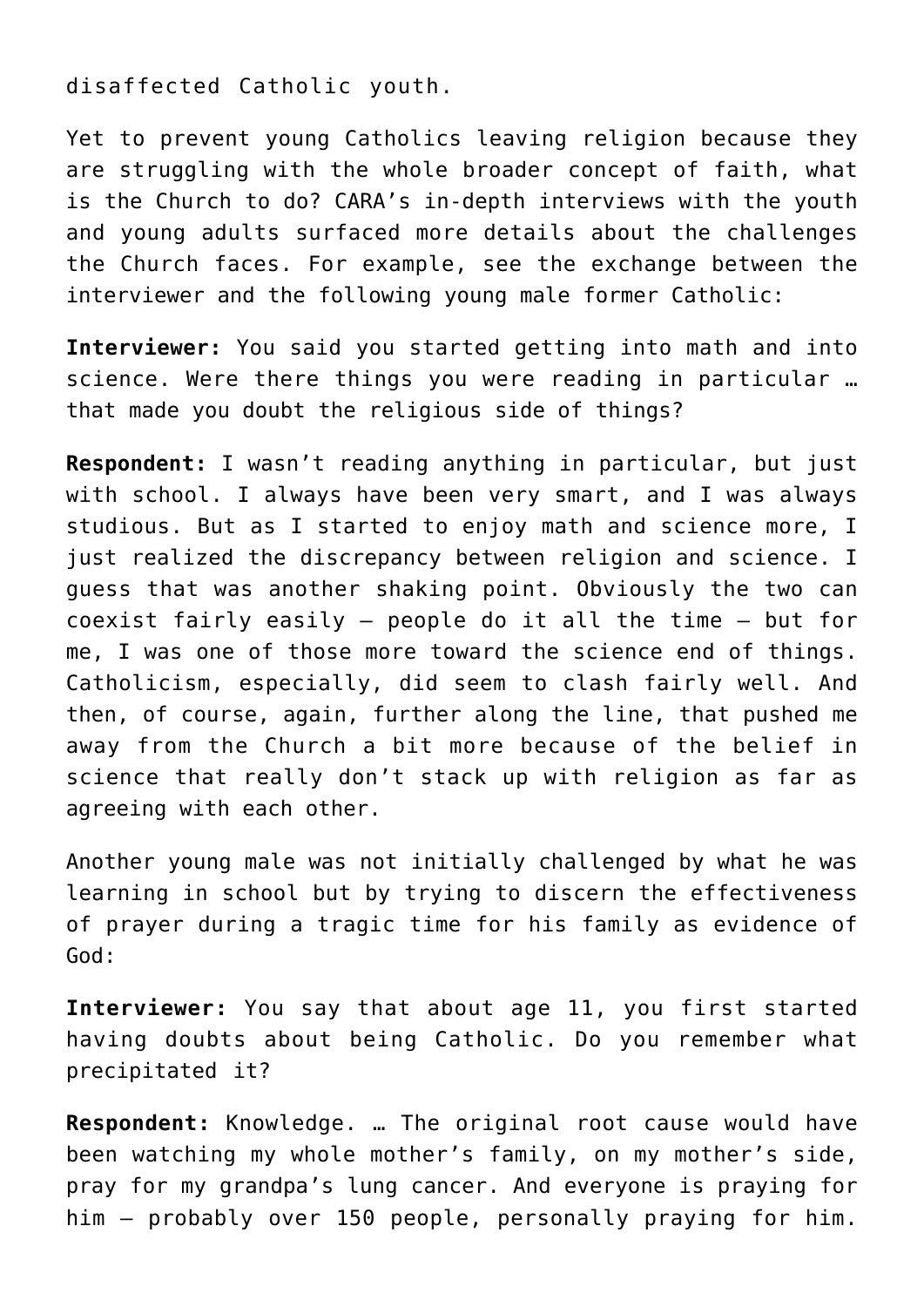disaffected Catholic youth.

Yet to prevent young Catholics leaving religion because they are struggling with the whole broader concept of faith, what is the Church to do? CARA's in-depth interviews with the youth and young adults surfaced more details about the challenges the Church faces. For example, see the exchange between the interviewer and the following young male former Catholic:

**Interviewer:** You said you started getting into math and into science. Were there things you were reading in particular … that made you doubt the religious side of things?

**Respondent:** I wasn't reading anything in particular, but just with school. I always have been very smart, and I was always studious. But as I started to enjoy math and science more, I just realized the discrepancy between religion and science. I guess that was another shaking point. Obviously the two can coexist fairly easily – people do it all the time – but for me, I was one of those more toward the science end of things. Catholicism, especially, did seem to clash fairly well. And then, of course, again, further along the line, that pushed me away from the Church a bit more because of the belief in science that really don't stack up with religion as far as agreeing with each other.

Another young male was not initially challenged by what he was learning in school but by trying to discern the effectiveness of prayer during a tragic time for his family as evidence of God:

**Interviewer:** You say that about age 11, you first started having doubts about being Catholic. Do you remember what precipitated it?

**Respondent:** Knowledge. … The original root cause would have been watching my whole mother's family, on my mother's side, pray for my grandpa's lung cancer. And everyone is praying for him – probably over 150 people, personally praying for him.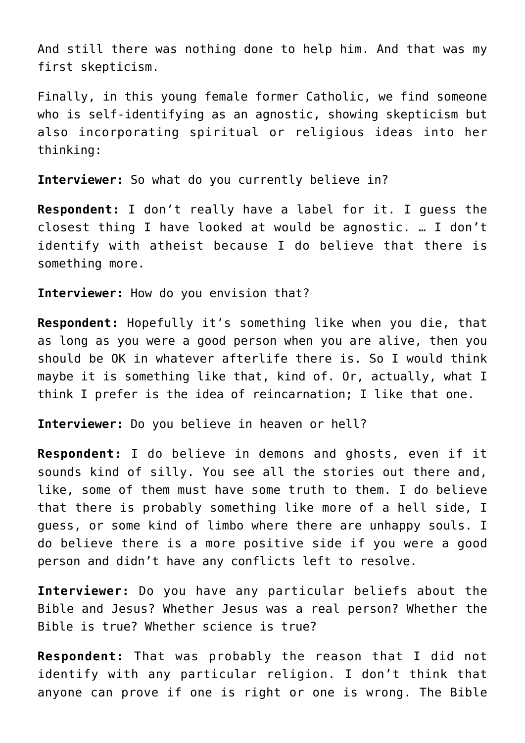And still there was nothing done to help him. And that was my first skepticism.

Finally, in this young female former Catholic, we find someone who is self-identifying as an agnostic, showing skepticism but also incorporating spiritual or religious ideas into her thinking:

**Interviewer:** So what do you currently believe in?

**Respondent:** I don't really have a label for it. I guess the closest thing I have looked at would be agnostic. … I don't identify with atheist because I do believe that there is something more.

**Interviewer:** How do you envision that?

**Respondent:** Hopefully it's something like when you die, that as long as you were a good person when you are alive, then you should be OK in whatever afterlife there is. So I would think maybe it is something like that, kind of. Or, actually, what I think I prefer is the idea of reincarnation; I like that one.

**Interviewer:** Do you believe in heaven or hell?

**Respondent:** I do believe in demons and ghosts, even if it sounds kind of silly. You see all the stories out there and, like, some of them must have some truth to them. I do believe that there is probably something like more of a hell side, I guess, or some kind of limbo where there are unhappy souls. I do believe there is a more positive side if you were a good person and didn't have any conflicts left to resolve.

**Interviewer:** Do you have any particular beliefs about the Bible and Jesus? Whether Jesus was a real person? Whether the Bible is true? Whether science is true?

**Respondent:** That was probably the reason that I did not identify with any particular religion. I don't think that anyone can prove if one is right or one is wrong. The Bible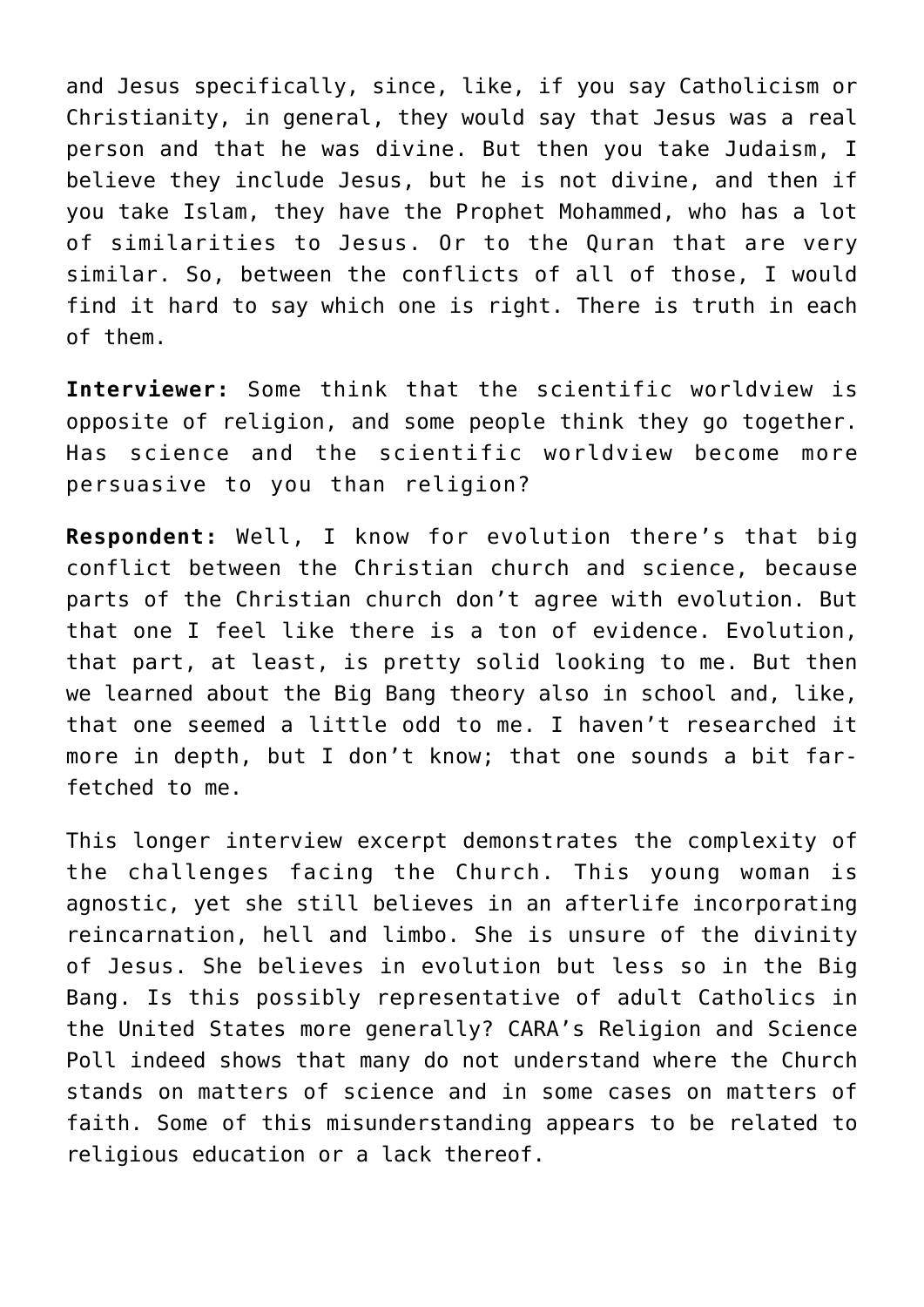and Jesus specifically, since, like, if you say Catholicism or Christianity, in general, they would say that Jesus was a real person and that he was divine. But then you take Judaism, I believe they include Jesus, but he is not divine, and then if you take Islam, they have the Prophet Mohammed, who has a lot of similarities to Jesus. Or to the Quran that are very similar. So, between the conflicts of all of those, I would find it hard to say which one is right. There is truth in each of them.

**Interviewer:** Some think that the scientific worldview is opposite of religion, and some people think they go together. Has science and the scientific worldview become more persuasive to you than religion?

**Respondent:** Well, I know for evolution there's that big conflict between the Christian church and science, because parts of the Christian church don't agree with evolution. But that one I feel like there is a ton of evidence. Evolution, that part, at least, is pretty solid looking to me. But then we learned about the Big Bang theory also in school and, like, that one seemed a little odd to me. I haven't researched it more in depth, but I don't know; that one sounds a bit far-fetched to me.

This longer interview excerpt demonstrates the complexity of the challenges facing the Church. This young woman is agnostic, yet she still believes in an afterlife incorporating reincarnation, hell and limbo. She is unsure of the divinity of Jesus. She believes in evolution but less so in the Big Bang. Is this possibly representative of adult Catholics in the United States more generally? CARA's Religion and Science Poll indeed shows that many do not understand where the Church stands on matters of science and in some cases on matters of faith. Some of this misunderstanding appears to be related to religious education or a lack thereof.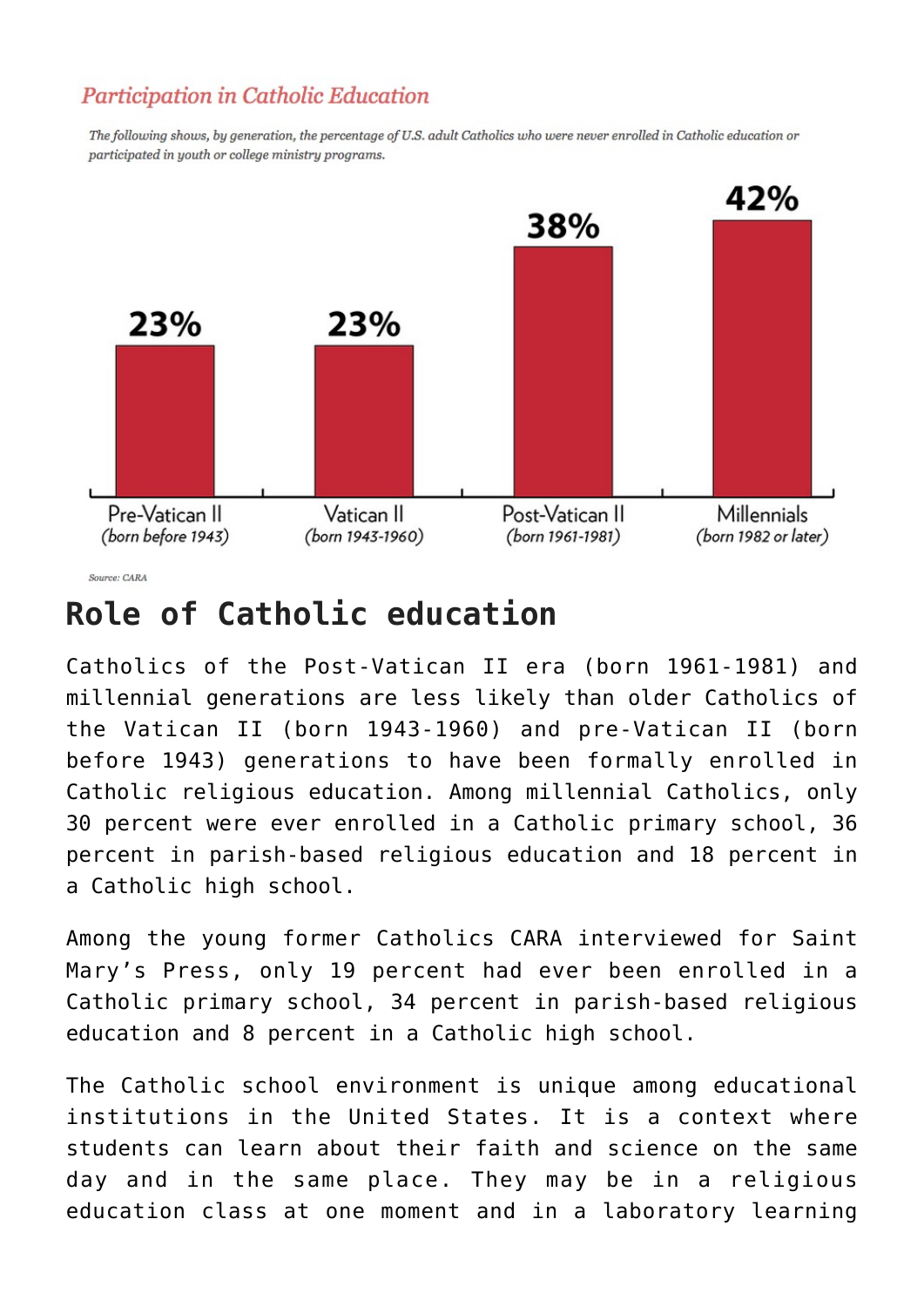### Participation in Catholic Education

*The following shows, by generation, the percentage of U.S. adult Catholics who were never enrolled in Catholic education or participated in youth or college ministry programs.*

| Generation | Percentage |
|---|---|
| Pre-Vatican II (born before 1943) | 23% |
| Vatican II (born 1943-1960) | 23% |
| Post-Vatican II (born 1961-1981) | 38% |
| Millennials (born 1982 or later) | 42% |

Source: CARA

## Role of Catholic education

Catholics of the Post-Vatican II era (born 1961-1981) and millennial generations are less likely than older Catholics of the Vatican II (born 1943-1960) and pre-Vatican II (born before 1943) generations to have been formally enrolled in Catholic religious education. Among millennial Catholics, only 30 percent were ever enrolled in a Catholic primary school, 36 percent in parish-based religious education and 18 percent in a Catholic high school.

Among the young former Catholics CARA interviewed for Saint Mary's Press, only 19 percent had ever been enrolled in a Catholic primary school, 34 percent in parish-based religious education and 8 percent in a Catholic high school.

The Catholic school environment is unique among educational institutions in the United States. It is a context where students can learn about their faith and science on the same day and in the same place. They may be in a religious education class at one moment and in a laboratory learning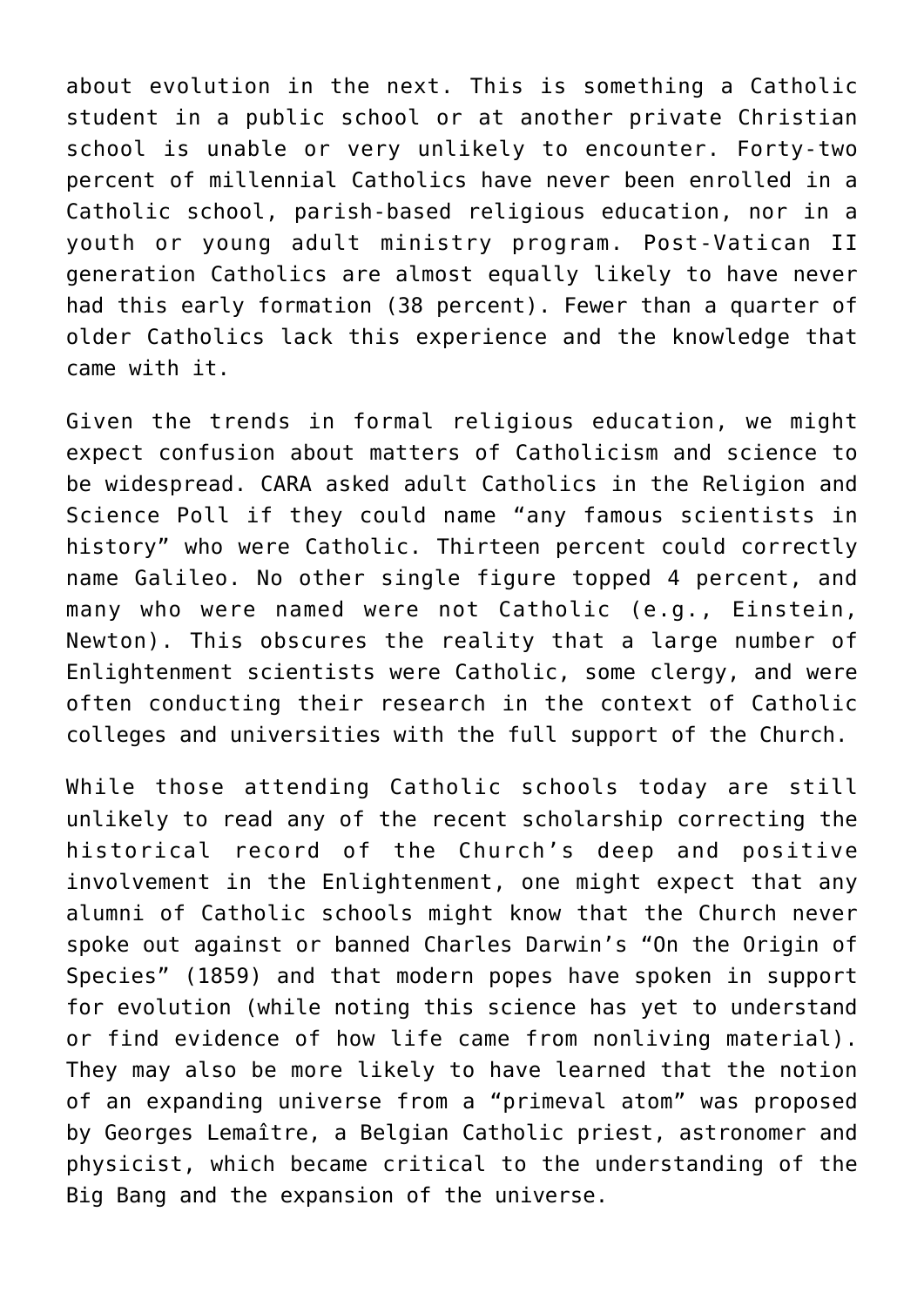about evolution in the next. This is something a Catholic student in a public school or at another private Christian school is unable or very unlikely to encounter. Forty-two percent of millennial Catholics have never been enrolled in a Catholic school, parish-based religious education, nor in a youth or young adult ministry program. Post-Vatican II generation Catholics are almost equally likely to have never had this early formation (38 percent). Fewer than a quarter of older Catholics lack this experience and the knowledge that came with it.

Given the trends in formal religious education, we might expect confusion about matters of Catholicism and science to be widespread. CARA asked adult Catholics in the Religion and Science Poll if they could name "any famous scientists in history" who were Catholic. Thirteen percent could correctly name Galileo. No other single figure topped 4 percent, and many who were named were not Catholic (e.g., Einstein, Newton). This obscures the reality that a large number of Enlightenment scientists were Catholic, some clergy, and were often conducting their research in the context of Catholic colleges and universities with the full support of the Church.

While those attending Catholic schools today are still unlikely to read any of the recent scholarship correcting the historical record of the Church's deep and positive involvement in the Enlightenment, one might expect that any alumni of Catholic schools might know that the Church never spoke out against or banned Charles Darwin's "On the Origin of Species" (1859) and that modern popes have spoken in support for evolution (while noting this science has yet to understand or find evidence of how life came from nonliving material). They may also be more likely to have learned that the notion of an expanding universe from a "primeval atom" was proposed by Georges Lemaître, a Belgian Catholic priest, astronomer and physicist, which became critical to the understanding of the Big Bang and the expansion of the universe.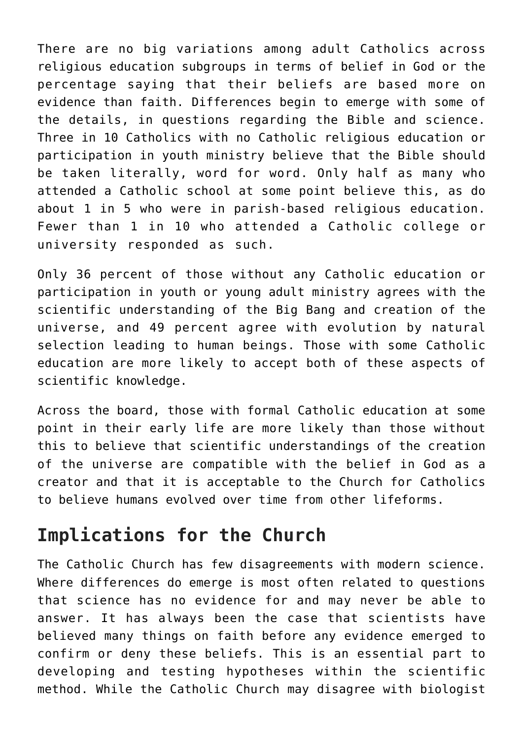There are no big variations among adult Catholics across religious education subgroups in terms of belief in God or the percentage saying that their beliefs are based more on evidence than faith. Differences begin to emerge with some of the details, in questions regarding the Bible and science. Three in 10 Catholics with no Catholic religious education or participation in youth ministry believe that the Bible should be taken literally, word for word. Only half as many who attended a Catholic school at some point believe this, as do about 1 in 5 who were in parish-based religious education. Fewer than 1 in 10 who attended a Catholic college or university responded as such.

Only 36 percent of those without any Catholic education or participation in youth or young adult ministry agrees with the scientific understanding of the Big Bang and creation of the universe, and 49 percent agree with evolution by natural selection leading to human beings. Those with some Catholic education are more likely to accept both of these aspects of scientific knowledge.

Across the board, those with formal Catholic education at some point in their early life are more likely than those without this to believe that scientific understandings of the creation of the universe are compatible with the belief in God as a creator and that it is acceptable to the Church for Catholics to believe humans evolved over time from other lifeforms.

## Implications for the Church

The Catholic Church has few disagreements with modern science. Where differences do emerge is most often related to questions that science has no evidence for and may never be able to answer. It has always been the case that scientists have believed many things on faith before any evidence emerged to confirm or deny these beliefs. This is an essential part to developing and testing hypotheses within the scientific method. While the Catholic Church may disagree with biologist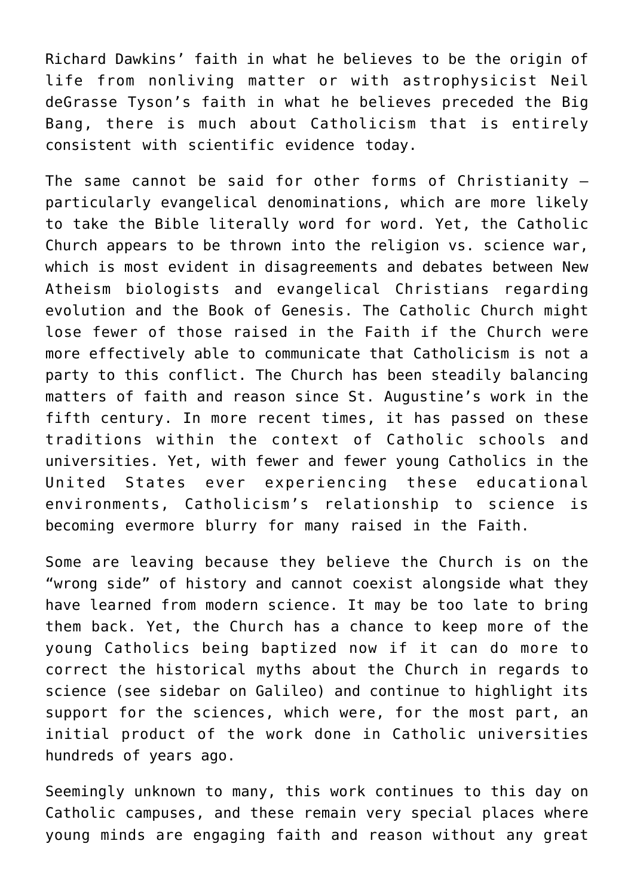Richard Dawkins' faith in what he believes to be the origin of life from nonliving matter or with astrophysicist Neil deGrasse Tyson's faith in what he believes preceded the Big Bang, there is much about Catholicism that is entirely consistent with scientific evidence today.

The same cannot be said for other forms of Christianity — particularly evangelical denominations, which are more likely to take the Bible literally word for word. Yet, the Catholic Church appears to be thrown into the religion vs. science war, which is most evident in disagreements and debates between New Atheism biologists and evangelical Christians regarding evolution and the Book of Genesis. The Catholic Church might lose fewer of those raised in the Faith if the Church were more effectively able to communicate that Catholicism is not a party to this conflict. The Church has been steadily balancing matters of faith and reason since St. Augustine's work in the fifth century. In more recent times, it has passed on these traditions within the context of Catholic schools and universities. Yet, with fewer and fewer young Catholics in the United States ever experiencing these educational environments, Catholicism's relationship to science is becoming evermore blurry for many raised in the Faith.

Some are leaving because they believe the Church is on the "wrong side" of history and cannot coexist alongside what they have learned from modern science. It may be too late to bring them back. Yet, the Church has a chance to keep more of the young Catholics being baptized now if it can do more to correct the historical myths about the Church in regards to science (see sidebar on Galileo) and continue to highlight its support for the sciences, which were, for the most part, an initial product of the work done in Catholic universities hundreds of years ago.

Seemingly unknown to many, this work continues to this day on Catholic campuses, and these remain very special places where young minds are engaging faith and reason without any great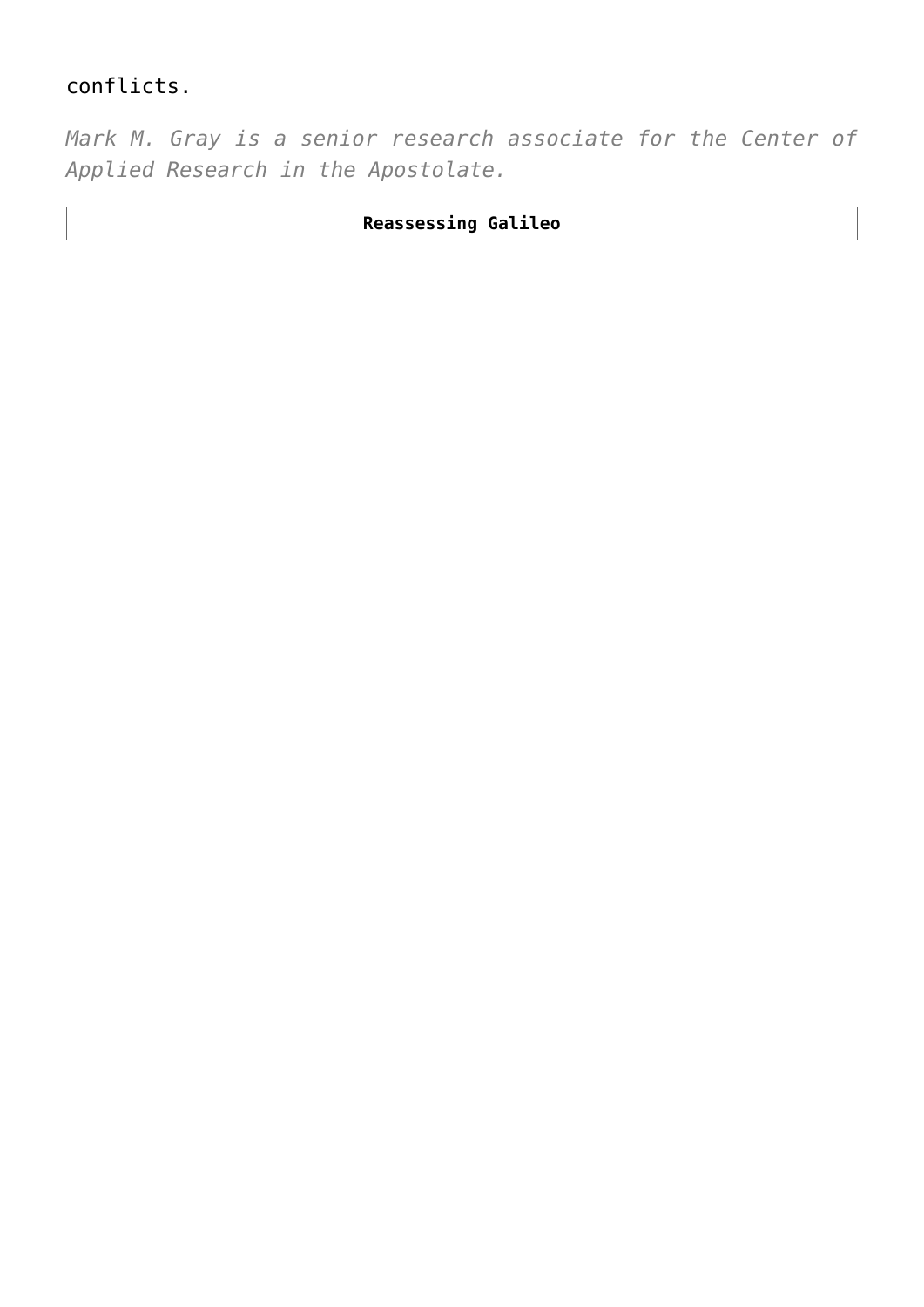conflicts.

*Mark M. Gray is a senior research associate for the Center of Applied Research in the Apostolate.*

| **Reassessing Galileo** |
|---|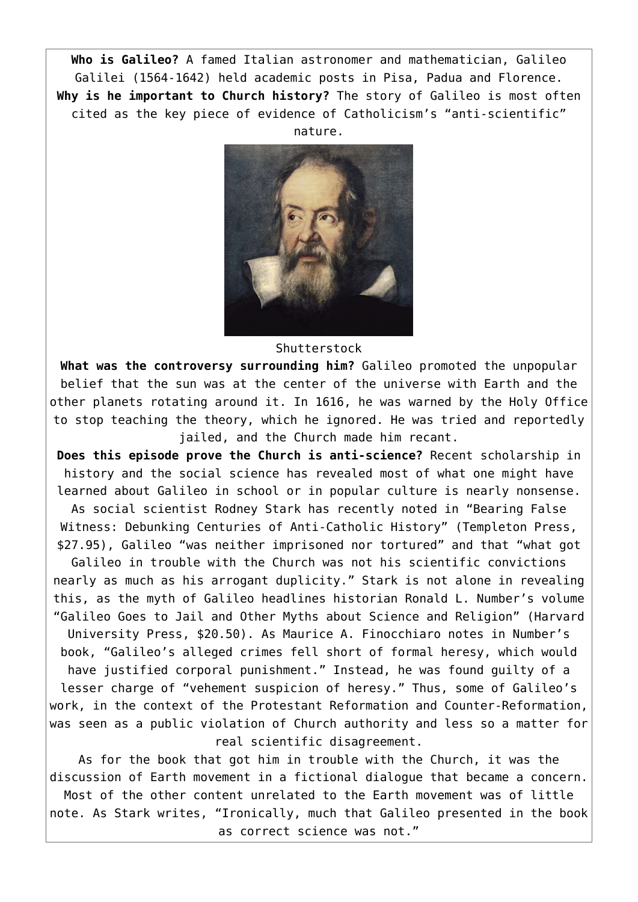**Who is Galileo?** A famed Italian astronomer and mathematician, Galileo Galilei (1564-1642) held academic posts in Pisa, Padua and Florence.

**Why is he important to Church history?** The story of Galileo is most often cited as the key piece of evidence of Catholicism's "anti-scientific" nature.

Shutterstock

**What was the controversy surrounding him?** Galileo promoted the unpopular belief that the sun was at the center of the universe with Earth and the other planets rotating around it. In 1616, he was warned by the Holy Office to stop teaching the theory, which he ignored. He was tried and reportedly jailed, and the Church made him recant.

**Does this episode prove the Church is anti-science?** Recent scholarship in history and the social science has revealed most of what one might have learned about Galileo in school or in popular culture is nearly nonsense. As social scientist Rodney Stark has recently noted in "Bearing False Witness: Debunking Centuries of Anti-Catholic History" (Templeton Press, $27.95), Galileo "was neither imprisoned nor tortured" and that "what got Galileo in trouble with the Church was not his scientific convictions nearly as much as his arrogant duplicity." Stark is not alone in revealing this, as the myth of Galileo headlines historian Ronald L. Number's volume "Galileo Goes to Jail and Other Myths about Science and Religion" (Harvard University Press, $20.50). As Maurice A. Finocchiaro notes in Number's book, "Galileo's alleged crimes fell short of formal heresy, which would have justified corporal punishment." Instead, he was found guilty of a lesser charge of "vehement suspicion of heresy." Thus, some of Galileo's work, in the context of the Protestant Reformation and Counter-Reformation, was seen as a public violation of Church authority and less so a matter for real scientific disagreement.

As for the book that got him in trouble with the Church, it was the discussion of Earth movement in a fictional dialogue that became a concern. Most of the other content unrelated to the Earth movement was of little note. As Stark writes, "Ironically, much that Galileo presented in the book as correct science was not."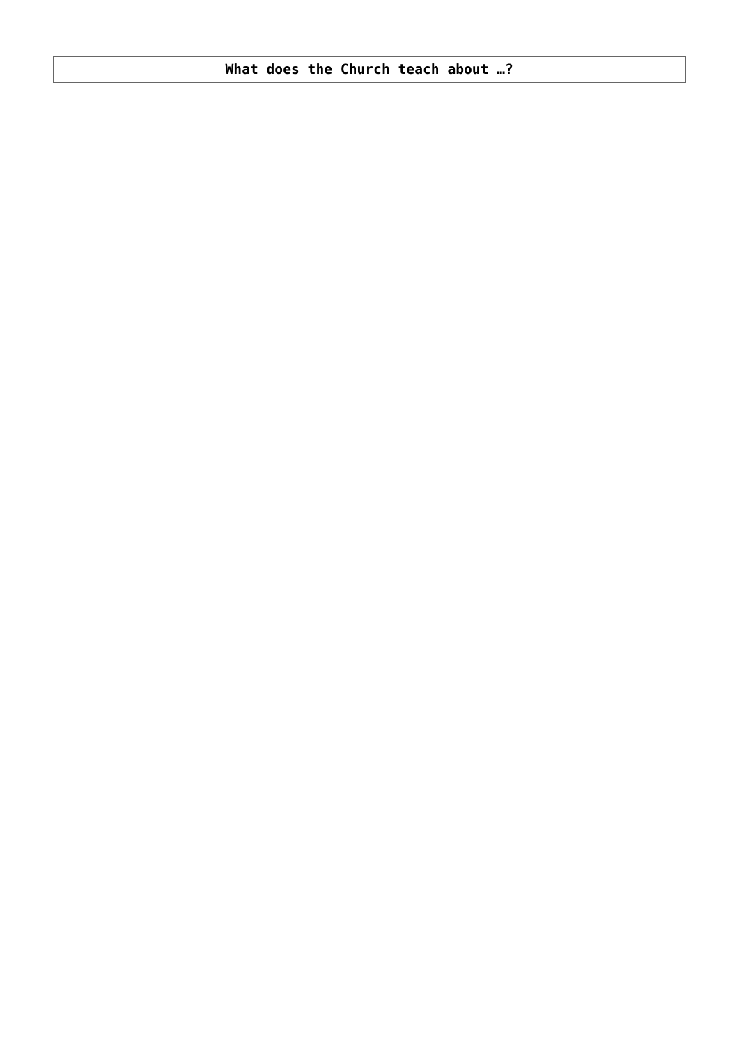**What does the Church teach about …?**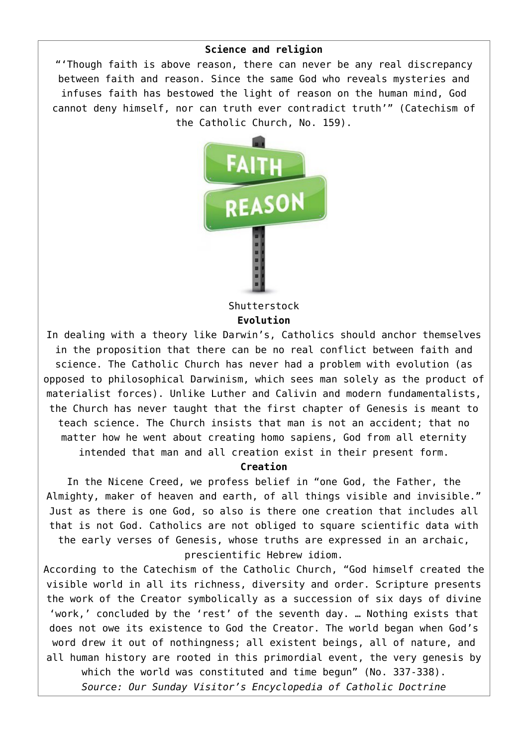**Science and religion**

"'Though faith is above reason, there can never be any real discrepancy between faith and reason. Since the same God who reveals mysteries and infuses faith has bestowed the light of reason on the human mind, God cannot deny himself, nor can truth ever contradict truth'" (Catechism of the Catholic Church, No. 159).

Shutterstock

**Evolution**

In dealing with a theory like Darwin's, Catholics should anchor themselves in the proposition that there can be no real conflict between faith and science. The Catholic Church has never had a problem with evolution (as opposed to philosophical Darwinism, which sees man solely as the product of materialist forces). Unlike Luther and Calivin and modern fundamentalists, the Church has never taught that the first chapter of Genesis is meant to teach science. The Church insists that man is not an accident; that no matter how he went about creating homo sapiens, God from all eternity intended that man and all creation exist in their present form.

**Creation**

In the Nicene Creed, we profess belief in "one God, the Father, the Almighty, maker of heaven and earth, of all things visible and invisible." Just as there is one God, so also is there one creation that includes all that is not God. Catholics are not obliged to square scientific data with the early verses of Genesis, whose truths are expressed in an archaic, prescientific Hebrew idiom.

According to the Catechism of the Catholic Church, "God himself created the visible world in all its richness, diversity and order. Scripture presents the work of the Creator symbolically as a succession of six days of divine 'work,' concluded by the 'rest' of the seventh day. … Nothing exists that does not owe its existence to God the Creator. The world began when God's word drew it out of nothingness; all existent beings, all of nature, and all human history are rooted in this primordial event, the very genesis by which the world was constituted and time begun" (No. 337-338).

*Source: Our Sunday Visitor's Encyclopedia of Catholic Doctrine*